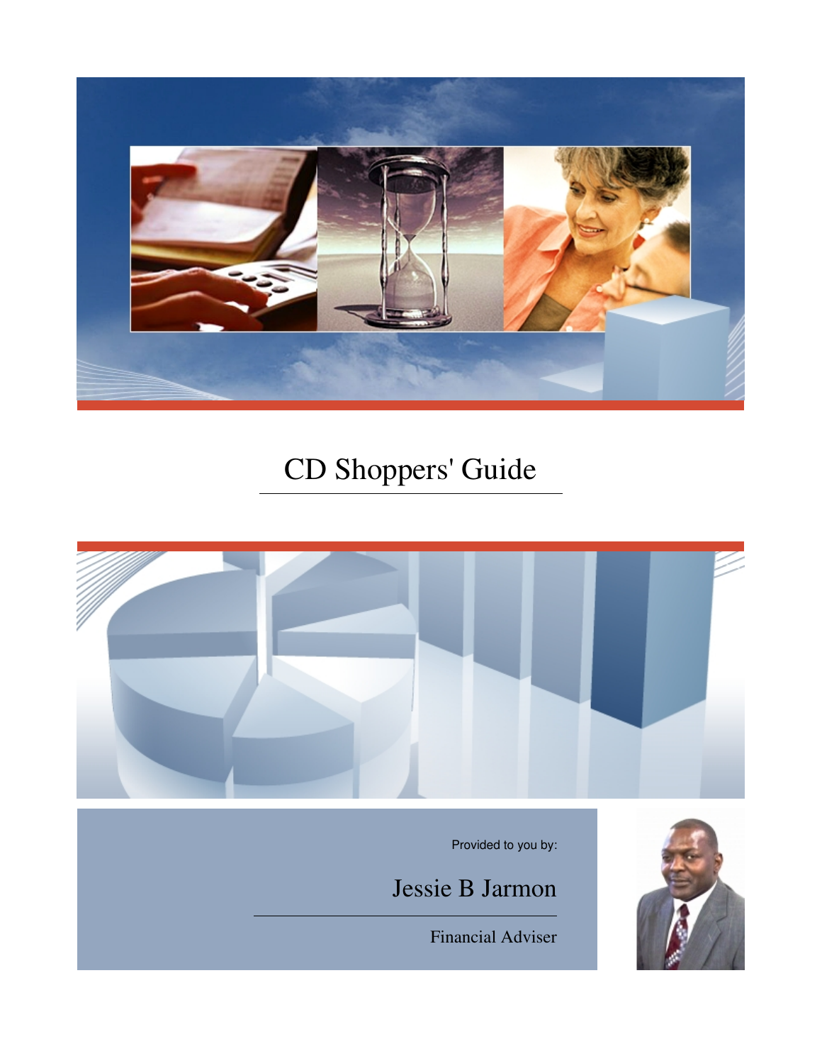# CD Shoppers' Guide

Provided to you by:

Jessie B Jarmon

Financial Adviser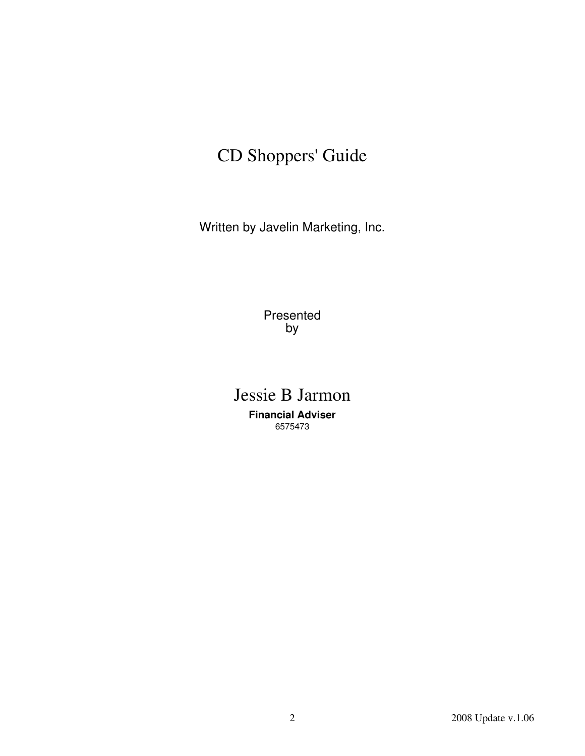# CD Shoppers' Guide

Written by Javelin Marketing, Inc.

Presented
by

## Jessie B Jarmon

**Financial Adviser**
6575473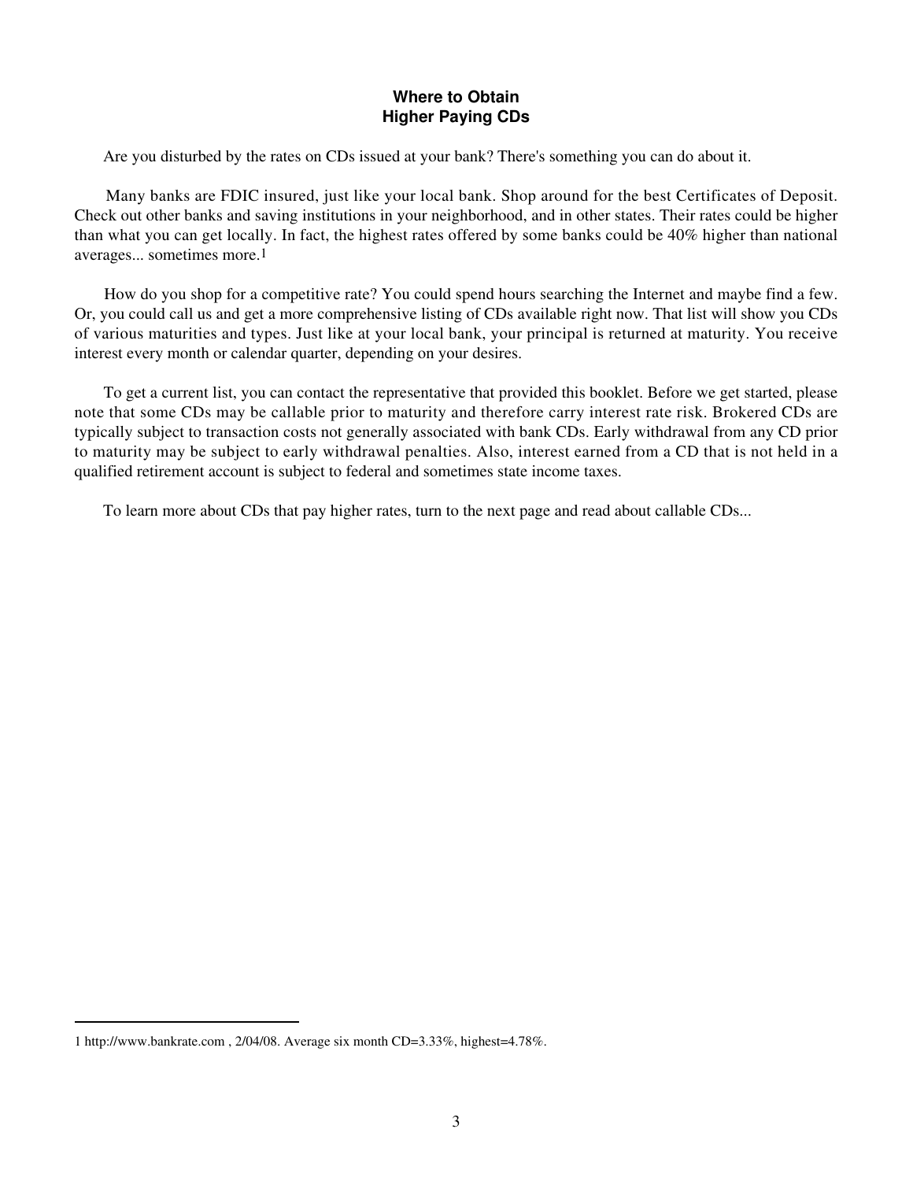## Where to Obtain Higher Paying CDs

Are you disturbed by the rates on CDs issued at your bank? There's something you can do about it.

Many banks are FDIC insured, just like your local bank. Shop around for the best Certificates of Deposit. Check out other banks and saving institutions in your neighborhood, and in other states. Their rates could be higher than what you can get locally. In fact, the highest rates offered by some banks could be 40% higher than national averages... sometimes more.[1]

How do you shop for a competitive rate? You could spend hours searching the Internet and maybe find a few. Or, you could call us and get a more comprehensive listing of CDs available right now. That list will show you CDs of various maturities and types. Just like at your local bank, your principal is returned at maturity. You receive interest every month or calendar quarter, depending on your desires.

To get a current list, you can contact the representative that provided this booklet. Before we get started, please note that some CDs may be callable prior to maturity and therefore carry interest rate risk. Brokered CDs are typically subject to transaction costs not generally associated with bank CDs. Early withdrawal from any CD prior to maturity may be subject to early withdrawal penalties. Also, interest earned from a CD that is not held in a qualified retirement account is subject to federal and sometimes state income taxes.

To learn more about CDs that pay higher rates, turn to the next page and read about callable CDs...

---

1 http://www.bankrate.com , 2/04/08. Average six month CD=3.33%, highest=4.78%.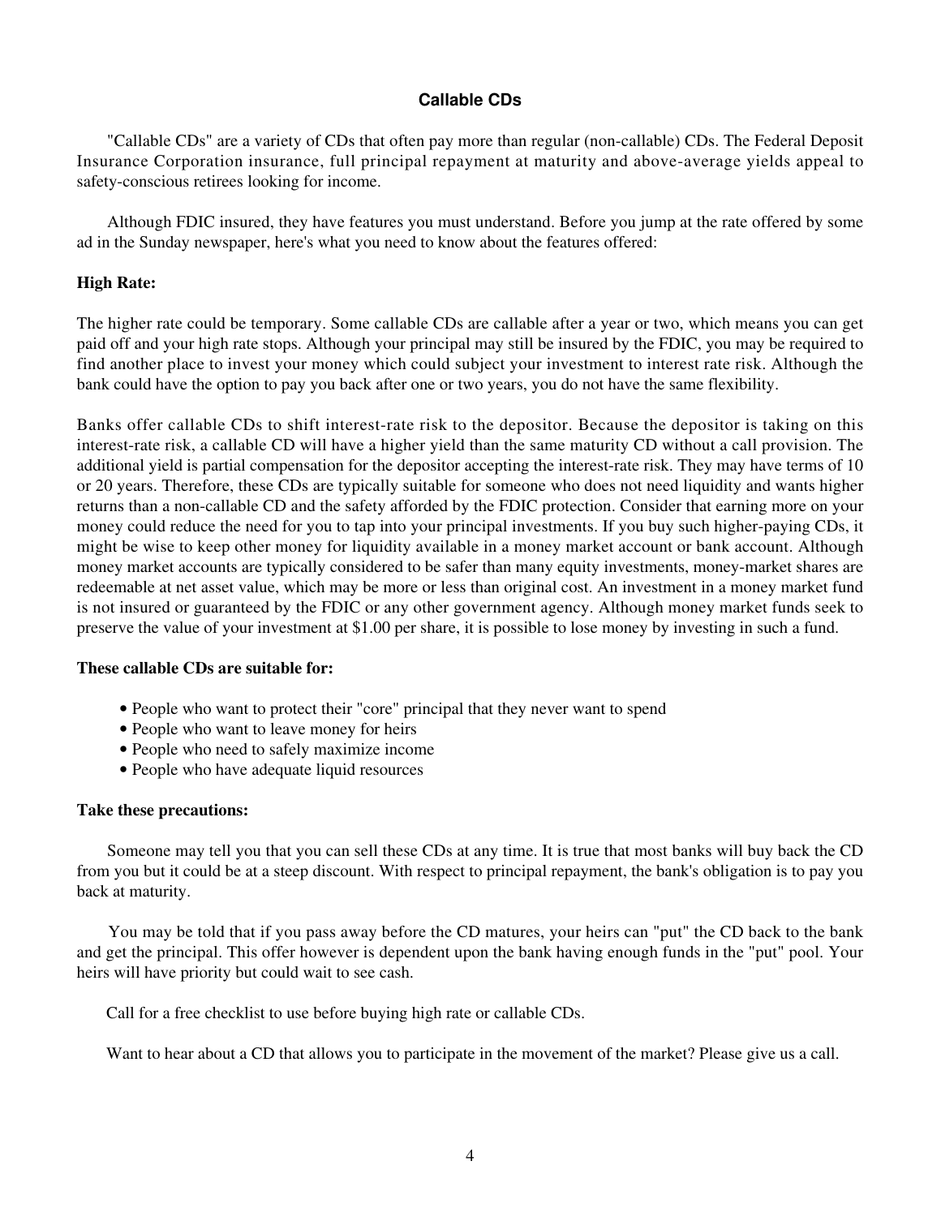## Callable CDs

"Callable CDs" are a variety of CDs that often pay more than regular (non-callable) CDs. The Federal Deposit Insurance Corporation insurance, full principal repayment at maturity and above-average yields appeal to safety-conscious retirees looking for income.

Although FDIC insured, they have features you must understand. Before you jump at the rate offered by some ad in the Sunday newspaper, here's what you need to know about the features offered:

**High Rate:**

The higher rate could be temporary. Some callable CDs are callable after a year or two, which means you can get paid off and your high rate stops. Although your principal may still be insured by the FDIC, you may be required to find another place to invest your money which could subject your investment to interest rate risk. Although the bank could have the option to pay you back after one or two years, you do not have the same flexibility.

Banks offer callable CDs to shift interest-rate risk to the depositor. Because the depositor is taking on this interest-rate risk, a callable CD will have a higher yield than the same maturity CD without a call provision. The additional yield is partial compensation for the depositor accepting the interest-rate risk. They may have terms of 10 or 20 years. Therefore, these CDs are typically suitable for someone who does not need liquidity and wants higher returns than a non-callable CD and the safety afforded by the FDIC protection. Consider that earning more on your money could reduce the need for you to tap into your principal investments. If you buy such higher-paying CDs, it might be wise to keep other money for liquidity available in a money market account or bank account. Although money market accounts are typically considered to be safer than many equity investments, money-market shares are redeemable at net asset value, which may be more or less than original cost. An investment in a money market fund is not insured or guaranteed by the FDIC or any other government agency. Although money market funds seek to preserve the value of your investment at $1.00 per share, it is possible to lose money by investing in such a fund.

**These callable CDs are suitable for:**

- People who want to protect their "core" principal that they never want to spend
- People who want to leave money for heirs
- People who need to safely maximize income
- People who have adequate liquid resources

**Take these precautions:**

Someone may tell you that you can sell these CDs at any time. It is true that most banks will buy back the CD from you but it could be at a steep discount. With respect to principal repayment, the bank's obligation is to pay you back at maturity.

You may be told that if you pass away before the CD matures, your heirs can "put" the CD back to the bank and get the principal. This offer however is dependent upon the bank having enough funds in the "put" pool. Your heirs will have priority but could wait to see cash.

Call for a free checklist to use before buying high rate or callable CDs.

Want to hear about a CD that allows you to participate in the movement of the market? Please give us a call.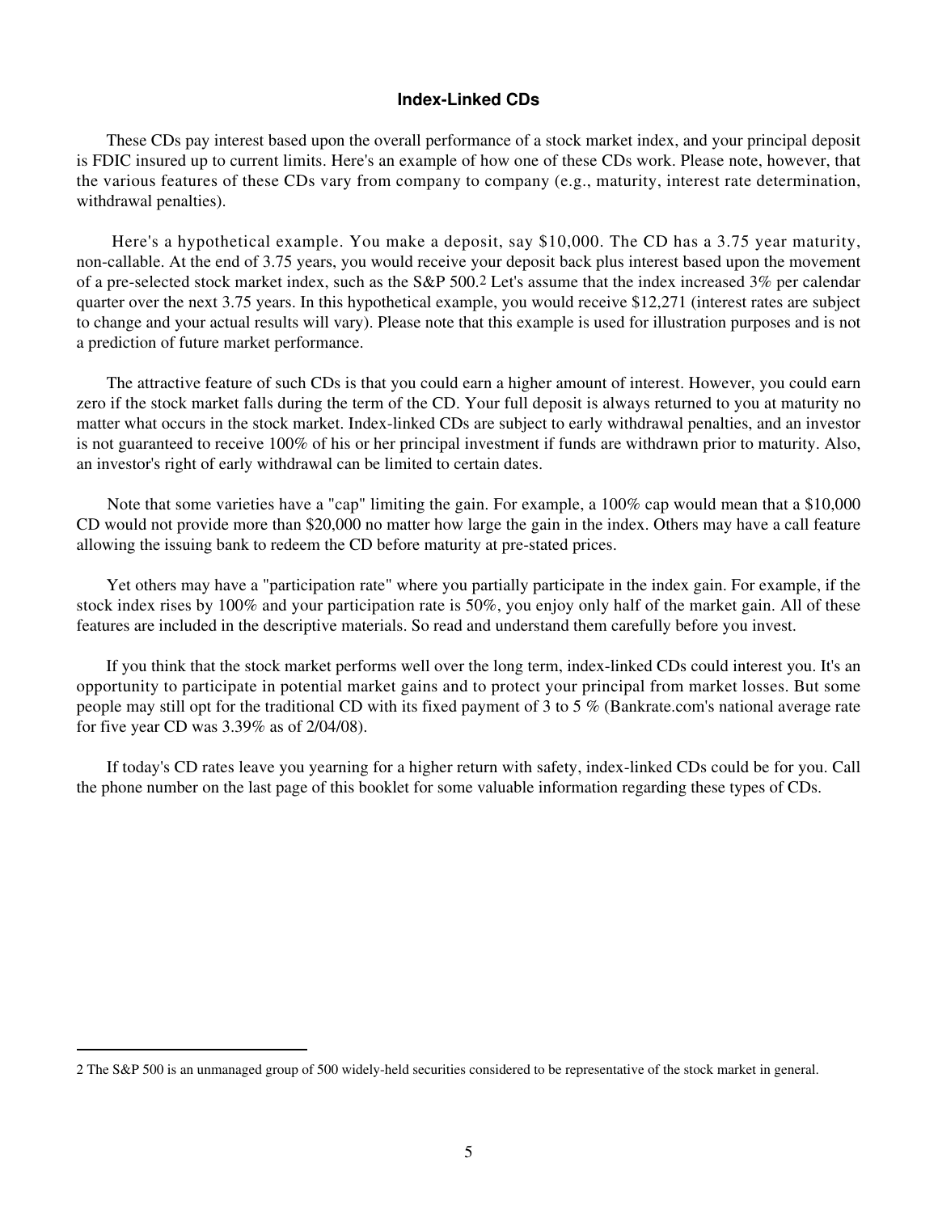## Index-Linked CDs

These CDs pay interest based upon the overall performance of a stock market index, and your principal deposit is FDIC insured up to current limits. Here's an example of how one of these CDs work. Please note, however, that the various features of these CDs vary from company to company (e.g., maturity, interest rate determination, withdrawal penalties).

Here's a hypothetical example. You make a deposit, say $10,000. The CD has a 3.75 year maturity, non-callable. At the end of 3.75 years, you would receive your deposit back plus interest based upon the movement of a pre-selected stock market index, such as the S&P 500.[2] Let's assume that the index increased 3% per calendar quarter over the next 3.75 years. In this hypothetical example, you would receive $12,271 (interest rates are subject to change and your actual results will vary). Please note that this example is used for illustration purposes and is not a prediction of future market performance.

The attractive feature of such CDs is that you could earn a higher amount of interest. However, you could earn zero if the stock market falls during the term of the CD. Your full deposit is always returned to you at maturity no matter what occurs in the stock market. Index-linked CDs are subject to early withdrawal penalties, and an investor is not guaranteed to receive 100% of his or her principal investment if funds are withdrawn prior to maturity. Also, an investor's right of early withdrawal can be limited to certain dates.

Note that some varieties have a "cap" limiting the gain. For example, a 100% cap would mean that a $10,000 CD would not provide more than $20,000 no matter how large the gain in the index. Others may have a call feature allowing the issuing bank to redeem the CD before maturity at pre-stated prices.

Yet others may have a "participation rate" where you partially participate in the index gain. For example, if the stock index rises by 100% and your participation rate is 50%, you enjoy only half of the market gain. All of these features are included in the descriptive materials. So read and understand them carefully before you invest.

If you think that the stock market performs well over the long term, index-linked CDs could interest you. It's an opportunity to participate in potential market gains and to protect your principal from market losses. But some people may still opt for the traditional CD with its fixed payment of 3 to 5 % (Bankrate.com's national average rate for five year CD was 3.39% as of 2/04/08).

If today's CD rates leave you yearning for a higher return with safety, index-linked CDs could be for you. Call the phone number on the last page of this booklet for some valuable information regarding these types of CDs.

---

2 The S&P 500 is an unmanaged group of 500 widely-held securities considered to be representative of the stock market in general.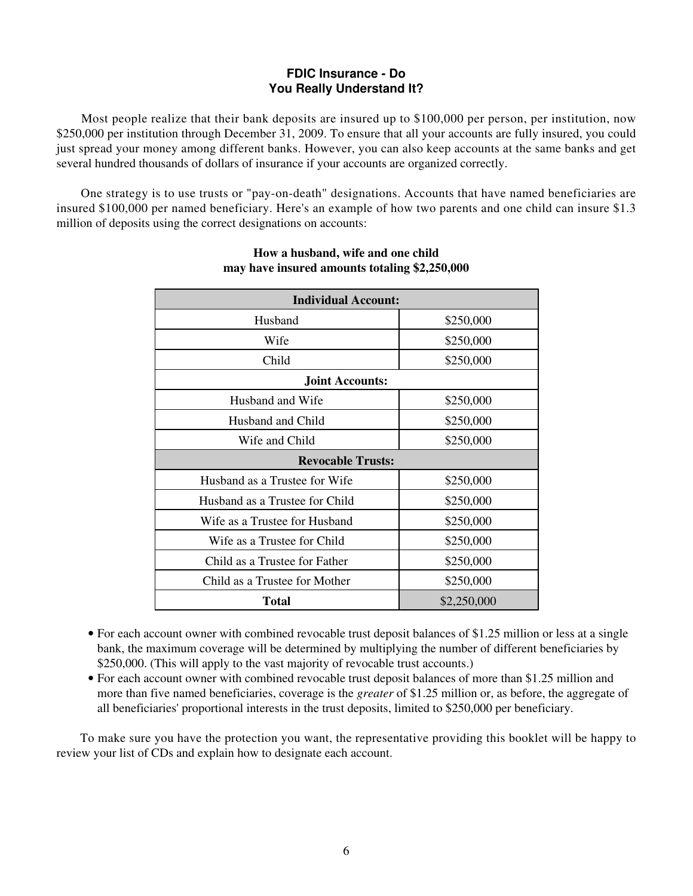# FDIC Insurance - Do You Really Understand It?

Most people realize that their bank deposits are insured up to $100,000 per person, per institution, now $250,000 per institution through December 31, 2009. To ensure that all your accounts are fully insured, you could just spread your money among different banks. However, you can also keep accounts at the same banks and get several hundred thousands of dollars of insurance if your accounts are organized correctly.

One strategy is to use trusts or "pay-on-death" designations. Accounts that have named beneficiaries are insured $100,000 per named beneficiary. Here's an example of how two parents and one child can insure $1.3 million of deposits using the correct designations on accounts:

**How a husband, wife and one child may have insured amounts totaling $2,250,000**

| | |
|---|---|
| **Individual Account:** | |
| Husband | $250,000 |
| Wife | $250,000 |
| Child | $250,000 |
| **Joint Accounts:** | |
| Husband and Wife | $250,000 |
| Husband and Child | $250,000 |
| Wife and Child | $250,000 |
| **Revocable Trusts:** | |
| Husband as a Trustee for Wife | $250,000 |
| Husband as a Trustee for Child | $250,000 |
| Wife as a Trustee for Husband | $250,000 |
| Wife as a Trustee for Child | $250,000 |
| Child as a Trustee for Father | $250,000 |
| Child as a Trustee for Mother | $250,000 |
| **Total** | $2,250,000 |

- For each account owner with combined revocable trust deposit balances of $1.25 million or less at a single bank, the maximum coverage will be determined by multiplying the number of different beneficiaries by $250,000. (This will apply to the vast majority of revocable trust accounts.)
- For each account owner with combined revocable trust deposit balances of more than $1.25 million and more than five named beneficiaries, coverage is the *greater* of $1.25 million or, as before, the aggregate of all beneficiaries' proportional interests in the trust deposits, limited to $250,000 per beneficiary.

To make sure you have the protection you want, the representative providing this booklet will be happy to review your list of CDs and explain how to designate each account.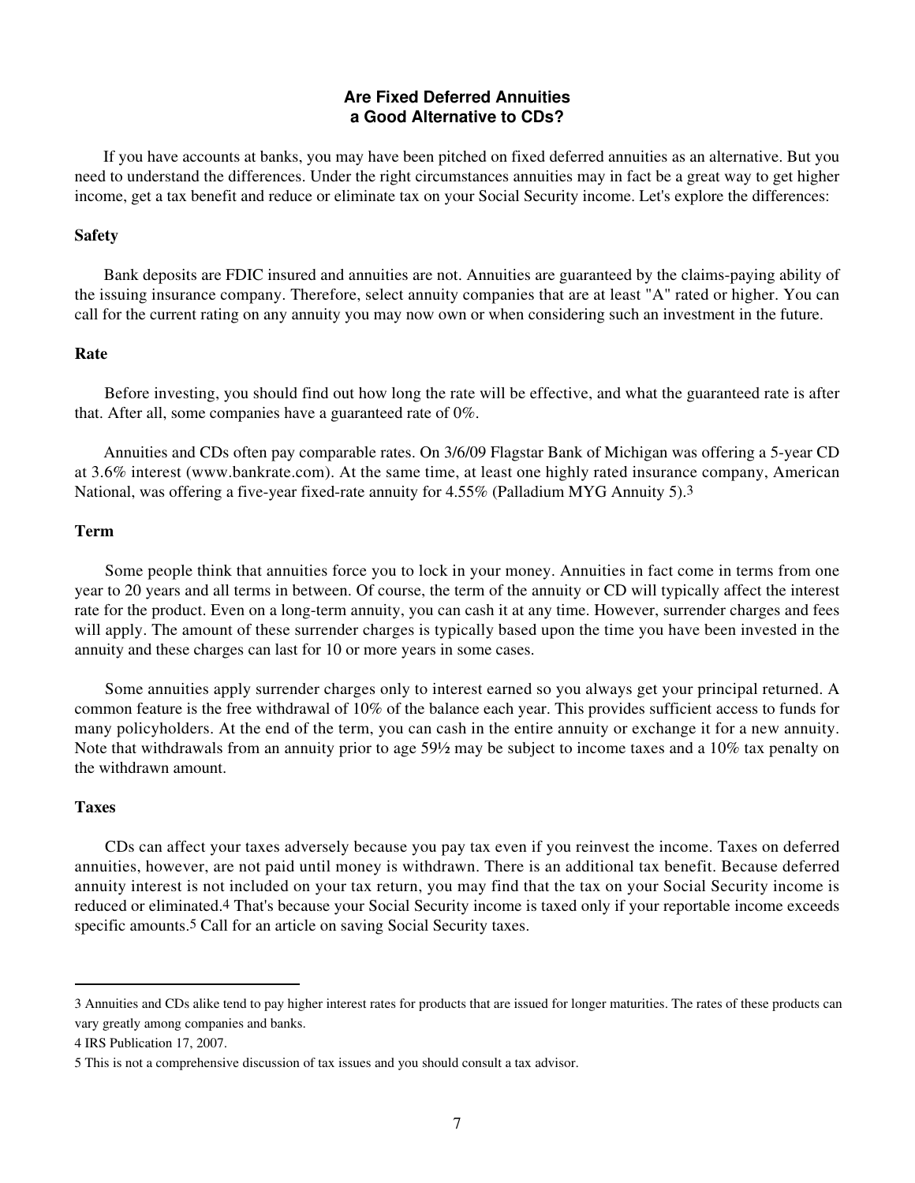## Are Fixed Deferred Annuities a Good Alternative to CDs?

If you have accounts at banks, you may have been pitched on fixed deferred annuities as an alternative. But you need to understand the differences. Under the right circumstances annuities may in fact be a great way to get higher income, get a tax benefit and reduce or eliminate tax on your Social Security income. Let's explore the differences:

### Safety

Bank deposits are FDIC insured and annuities are not. Annuities are guaranteed by the claims-paying ability of the issuing insurance company. Therefore, select annuity companies that are at least "A" rated or higher. You can call for the current rating on any annuity you may now own or when considering such an investment in the future.

### Rate

Before investing, you should find out how long the rate will be effective, and what the guaranteed rate is after that. After all, some companies have a guaranteed rate of 0%.

Annuities and CDs often pay comparable rates. On 3/6/09 Flagstar Bank of Michigan was offering a 5-year CD at 3.6% interest (www.bankrate.com). At the same time, at least one highly rated insurance company, American National, was offering a five-year fixed-rate annuity for 4.55% (Palladium MYG Annuity 5).[3]

### Term

Some people think that annuities force you to lock in your money. Annuities in fact come in terms from one year to 20 years and all terms in between. Of course, the term of the annuity or CD will typically affect the interest rate for the product. Even on a long-term annuity, you can cash it at any time. However, surrender charges and fees will apply. The amount of these surrender charges is typically based upon the time you have been invested in the annuity and these charges can last for 10 or more years in some cases.

Some annuities apply surrender charges only to interest earned so you always get your principal returned. A common feature is the free withdrawal of 10% of the balance each year. This provides sufficient access to funds for many policyholders. At the end of the term, you can cash in the entire annuity or exchange it for a new annuity. Note that withdrawals from an annuity prior to age 59½ may be subject to income taxes and a 10% tax penalty on the withdrawn amount.

### Taxes

CDs can affect your taxes adversely because you pay tax even if you reinvest the income. Taxes on deferred annuities, however, are not paid until money is withdrawn. There is an additional tax benefit. Because deferred annuity interest is not included on your tax return, you may find that the tax on your Social Security income is reduced or eliminated.[4] That's because your Social Security income is taxed only if your reportable income exceeds specific amounts.[5] Call for an article on saving Social Security taxes.

---

3 Annuities and CDs alike tend to pay higher interest rates for products that are issued for longer maturities. The rates of these products can vary greatly among companies and banks.

4 IRS Publication 17, 2007.

5 This is not a comprehensive discussion of tax issues and you should consult a tax advisor.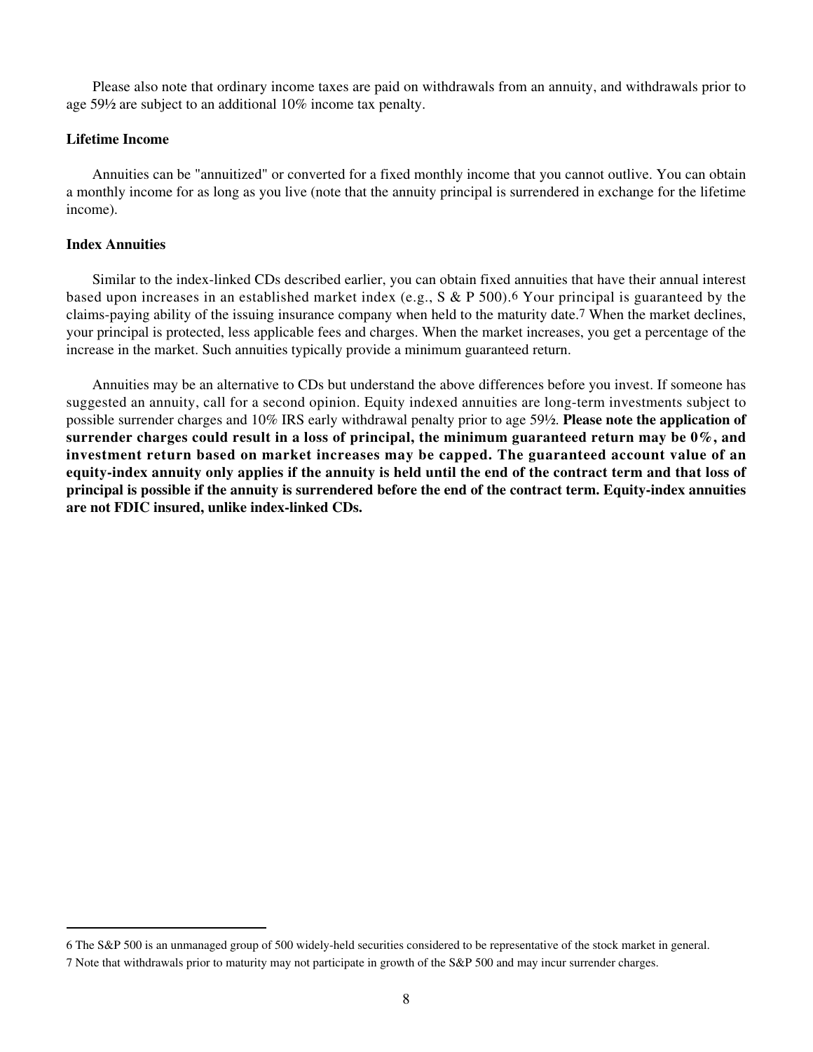Please also note that ordinary income taxes are paid on withdrawals from an annuity, and withdrawals prior to age 59½ are subject to an additional 10% income tax penalty.

### Lifetime Income

Annuities can be "annuitized" or converted for a fixed monthly income that you cannot outlive. You can obtain a monthly income for as long as you live (note that the annuity principal is surrendered in exchange for the lifetime income).

### Index Annuities

Similar to the index-linked CDs described earlier, you can obtain fixed annuities that have their annual interest based upon increases in an established market index (e.g., S & P 500).[6] Your principal is guaranteed by the claims-paying ability of the issuing insurance company when held to the maturity date.[7] When the market declines, your principal is protected, less applicable fees and charges. When the market increases, you get a percentage of the increase in the market. Such annuities typically provide a minimum guaranteed return.

Annuities may be an alternative to CDs but understand the above differences before you invest. If someone has suggested an annuity, call for a second opinion. Equity indexed annuities are long-term investments subject to possible surrender charges and 10% IRS early withdrawal penalty prior to age 59½. **Please note the application of surrender charges could result in a loss of principal, the minimum guaranteed return may be 0%, and investment return based on market increases may be capped. The guaranteed account value of an equity-index annuity only applies if the annuity is held until the end of the contract term and that loss of principal is possible if the annuity is surrendered before the end of the contract term. Equity-index annuities are not FDIC insured, unlike index-linked CDs.**

---

6 The S&P 500 is an unmanaged group of 500 widely-held securities considered to be representative of the stock market in general.

7 Note that withdrawals prior to maturity may not participate in growth of the S&P 500 and may incur surrender charges.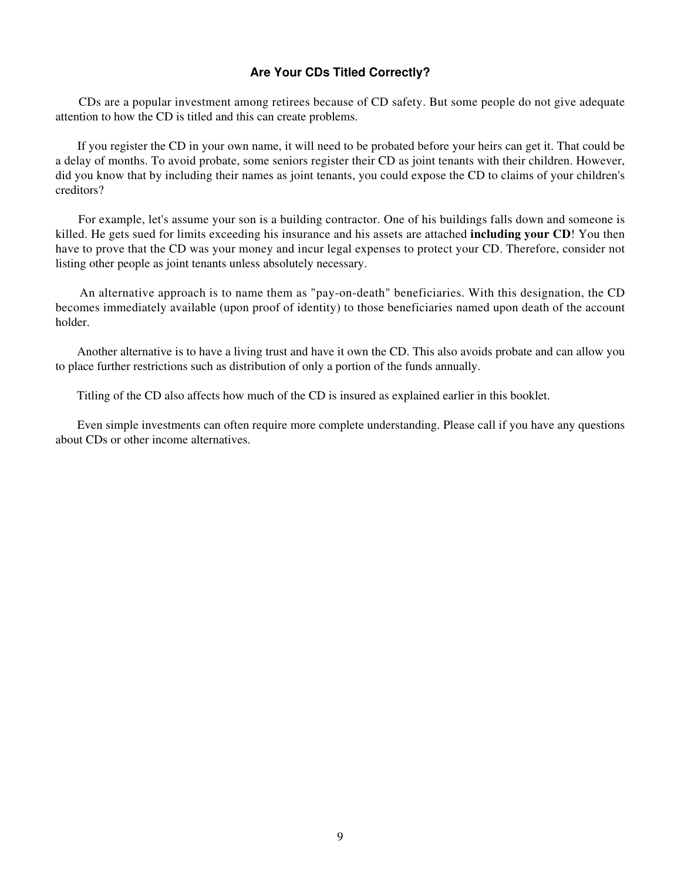## Are Your CDs Titled Correctly?

CDs are a popular investment among retirees because of CD safety. But some people do not give adequate attention to how the CD is titled and this can create problems.

If you register the CD in your own name, it will need to be probated before your heirs can get it. That could be a delay of months. To avoid probate, some seniors register their CD as joint tenants with their children. However, did you know that by including their names as joint tenants, you could expose the CD to claims of your children's creditors?

For example, let's assume your son is a building contractor. One of his buildings falls down and someone is killed. He gets sued for limits exceeding his insurance and his assets are attached **including your CD**! You then have to prove that the CD was your money and incur legal expenses to protect your CD. Therefore, consider not listing other people as joint tenants unless absolutely necessary.

An alternative approach is to name them as "pay-on-death" beneficiaries. With this designation, the CD becomes immediately available (upon proof of identity) to those beneficiaries named upon death of the account holder.

Another alternative is to have a living trust and have it own the CD. This also avoids probate and can allow you to place further restrictions such as distribution of only a portion of the funds annually.

Titling of the CD also affects how much of the CD is insured as explained earlier in this booklet.

Even simple investments can often require more complete understanding. Please call if you have any questions about CDs or other income alternatives.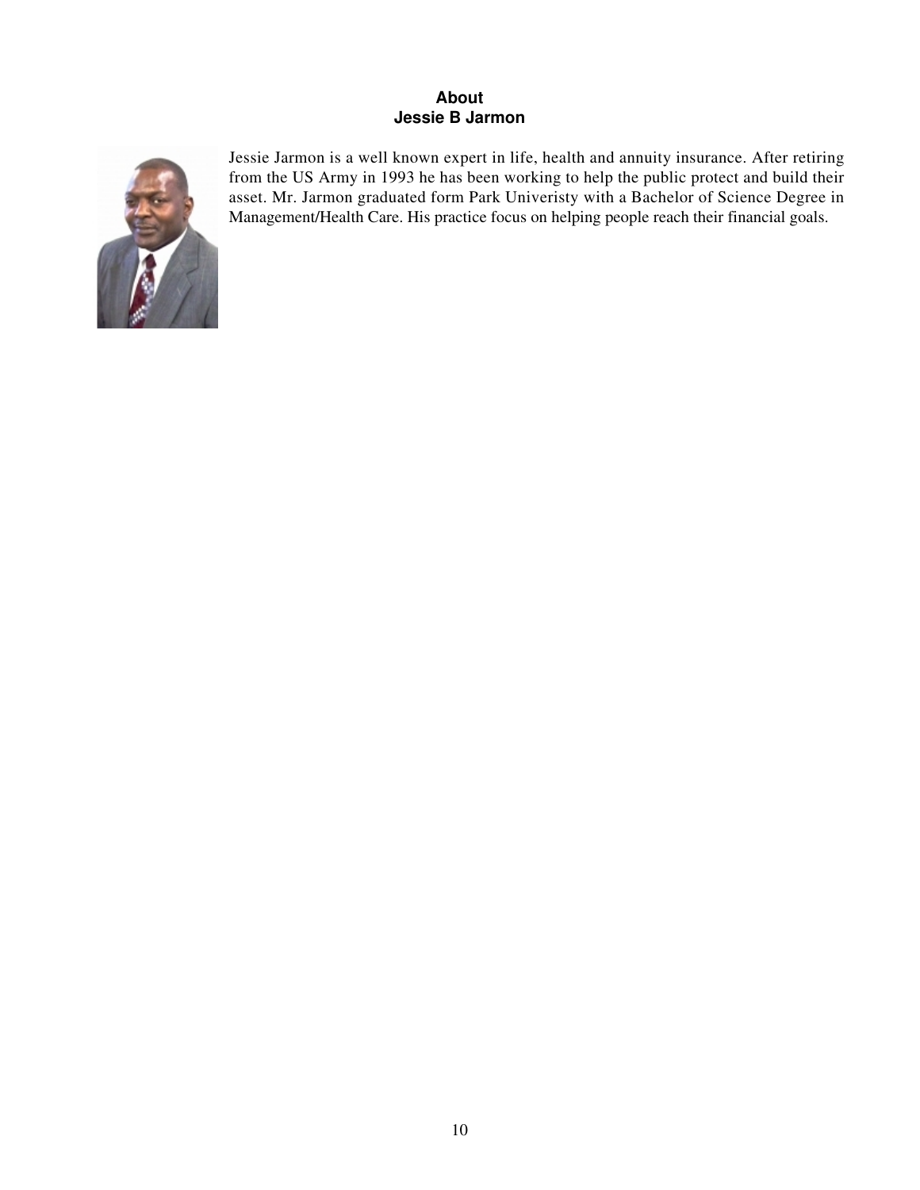## About
## Jessie B Jarmon

Jessie Jarmon is a well known expert in life, health and annuity insurance. After retiring from the US Army in 1993 he has been working to help the public protect and build their asset. Mr. Jarmon graduated form Park Univeristy with a Bachelor of Science Degree in Management/Health Care. His practice focus on helping people reach their financial goals.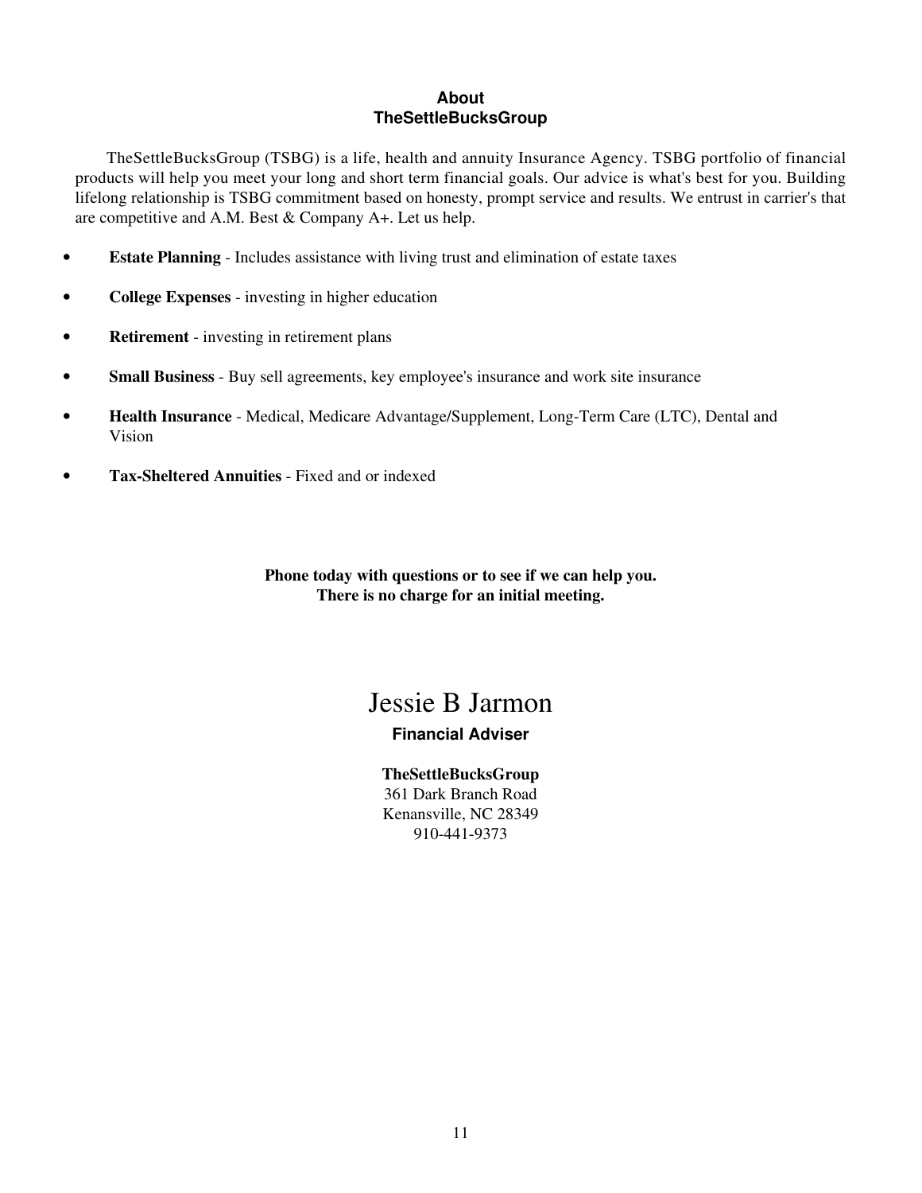## About
## TheSettleBucksGroup

TheSettleBucksGroup (TSBG) is a life, health and annuity Insurance Agency. TSBG portfolio of financial products will help you meet your long and short term financial goals. Our advice is what's best for you. Building lifelong relationship is TSBG commitment based on honesty, prompt service and results. We entrust in carrier's that are competitive and A.M. Best & Company A+. Let us help.

- **Estate Planning** - Includes assistance with living trust and elimination of estate taxes
- **College Expenses** - investing in higher education
- **Retirement** - investing in retirement plans
- **Small Business** - Buy sell agreements, key employee's insurance and work site insurance
- **Health Insurance** - Medical, Medicare Advantage/Supplement, Long-Term Care (LTC), Dental and Vision
- **Tax-Sheltered Annuities** - Fixed and or indexed

**Phone today with questions or to see if we can help you.**
**There is no charge for an initial meeting.**

# Jessie B Jarmon

**Financial Adviser**

**TheSettleBucksGroup**
361 Dark Branch Road
Kenansville, NC 28349
910-441-9373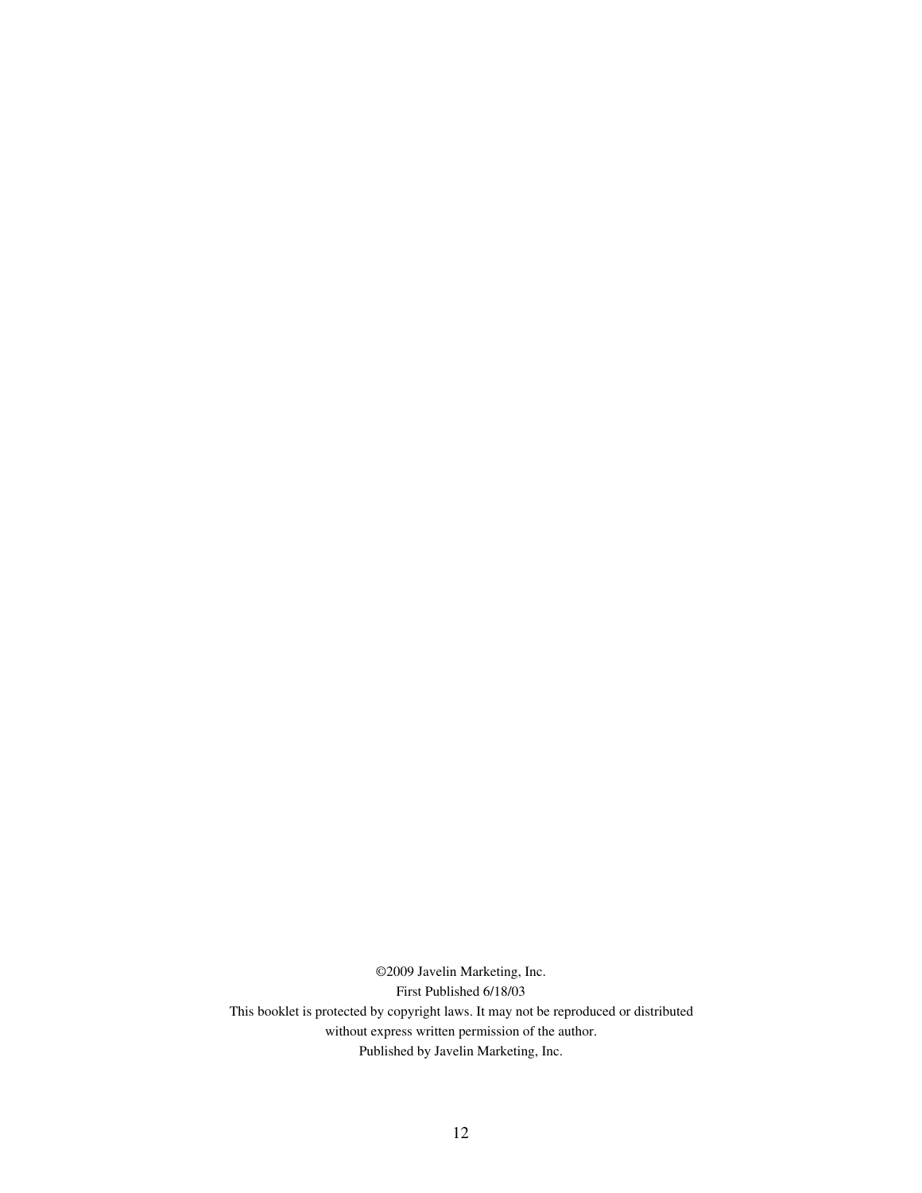©2009 Javelin Marketing, Inc.
First Published 6/18/03
This booklet is protected by copyright laws. It may not be reproduced or distributed without express written permission of the author.
Published by Javelin Marketing, Inc.